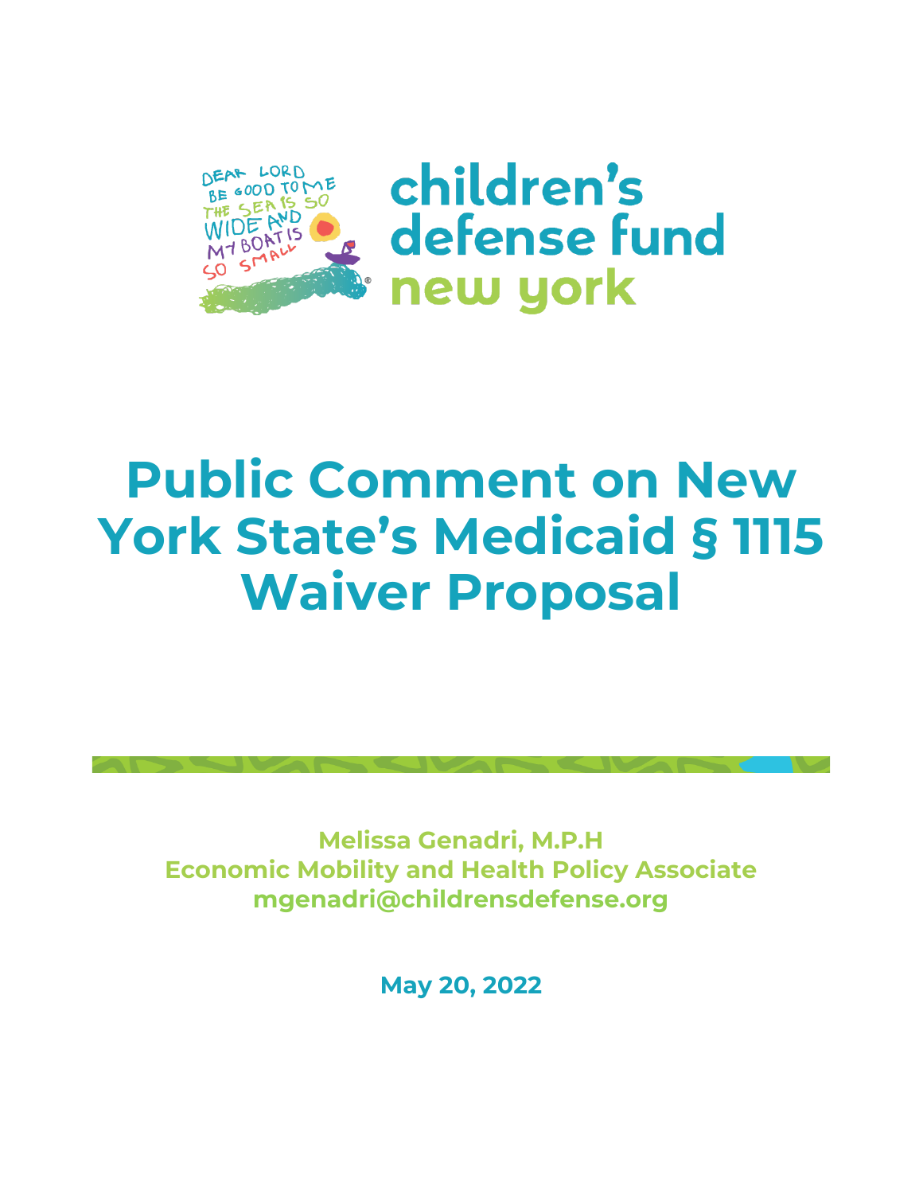children's defense fund new york

# Public Comment on New York State's Medicaid § 1115 Waiver Proposal

**Melissa Genadri, M.P.H**
**Economic Mobility and Health Policy Associate**
**mgenadri@childrensdefense.org**

**May 20, 2022**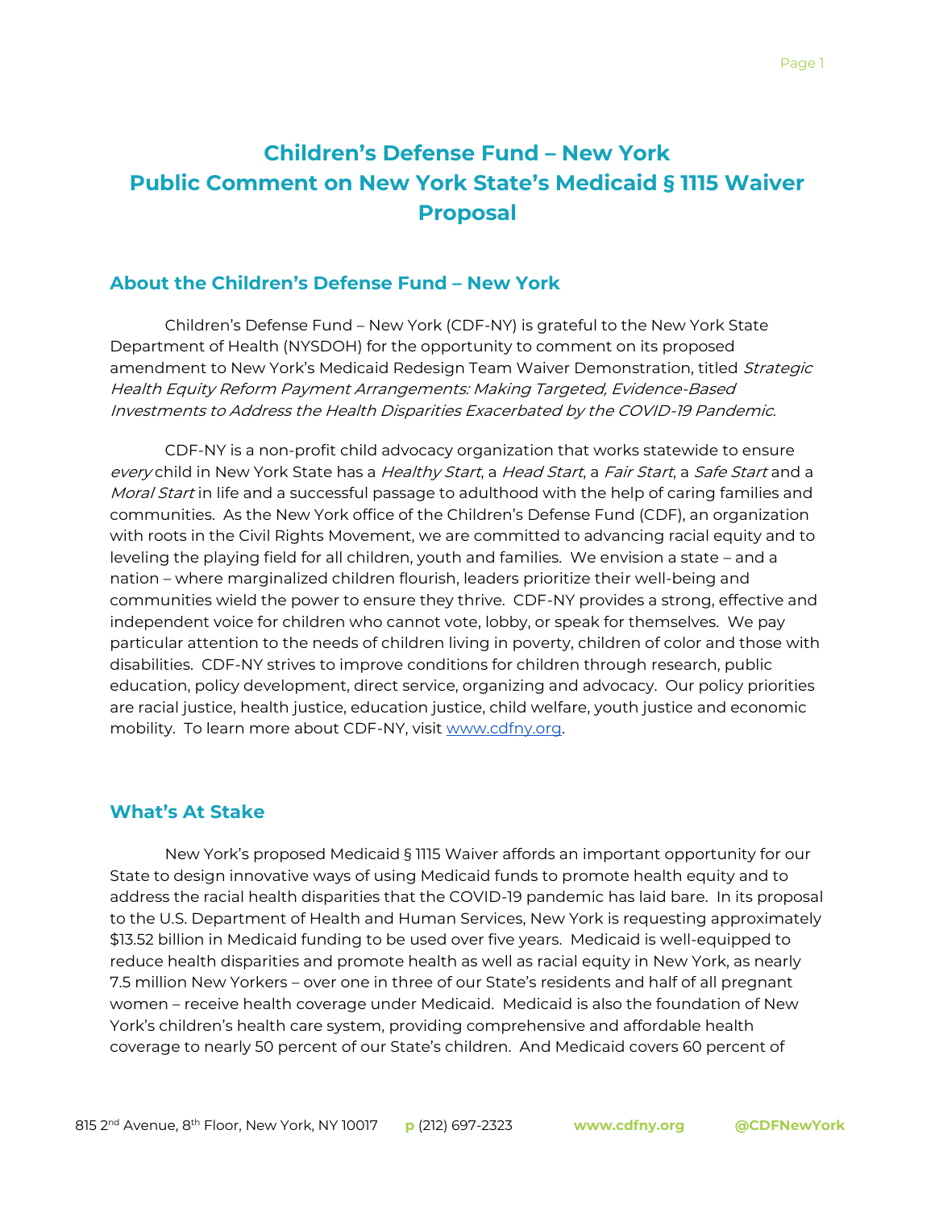# Children's Defense Fund – New York
# Public Comment on New York State's Medicaid § 1115 Waiver Proposal

## About the Children's Defense Fund – New York

Children's Defense Fund – New York (CDF-NY) is grateful to the New York State Department of Health (NYSDOH) for the opportunity to comment on its proposed amendment to New York's Medicaid Redesign Team Waiver Demonstration, titled *Strategic Health Equity Reform Payment Arrangements: Making Targeted, Evidence-Based Investments to Address the Health Disparities Exacerbated by the COVID-19 Pandemic.*

CDF-NY is a non-profit child advocacy organization that works statewide to ensure *every* child in New York State has a *Healthy Start*, a *Head Start*, a *Fair Start*, a *Safe Start* and a *Moral Start* in life and a successful passage to adulthood with the help of caring families and communities. As the New York office of the Children's Defense Fund (CDF), an organization with roots in the Civil Rights Movement, we are committed to advancing racial equity and to leveling the playing field for all children, youth and families. We envision a state – and a nation – where marginalized children flourish, leaders prioritize their well-being and communities wield the power to ensure they thrive. CDF-NY provides a strong, effective and independent voice for children who cannot vote, lobby, or speak for themselves. We pay particular attention to the needs of children living in poverty, children of color and those with disabilities. CDF-NY strives to improve conditions for children through research, public education, policy development, direct service, organizing and advocacy. Our policy priorities are racial justice, health justice, education justice, child welfare, youth justice and economic mobility. To learn more about CDF-NY, visit [www.cdfny.org](http://www.cdfny.org).

## What's At Stake

New York's proposed Medicaid § 1115 Waiver affords an important opportunity for our State to design innovative ways of using Medicaid funds to promote health equity and to address the racial health disparities that the COVID-19 pandemic has laid bare. In its proposal to the U.S. Department of Health and Human Services, New York is requesting approximately $13.52 billion in Medicaid funding to be used over five years. Medicaid is well-equipped to reduce health disparities and promote health as well as racial equity in New York, as nearly 7.5 million New Yorkers – over one in three of our State's residents and half of all pregnant women – receive health coverage under Medicaid. Medicaid is also the foundation of New York's children's health care system, providing comprehensive and affordable health coverage to nearly 50 percent of our State's children. And Medicaid covers 60 percent of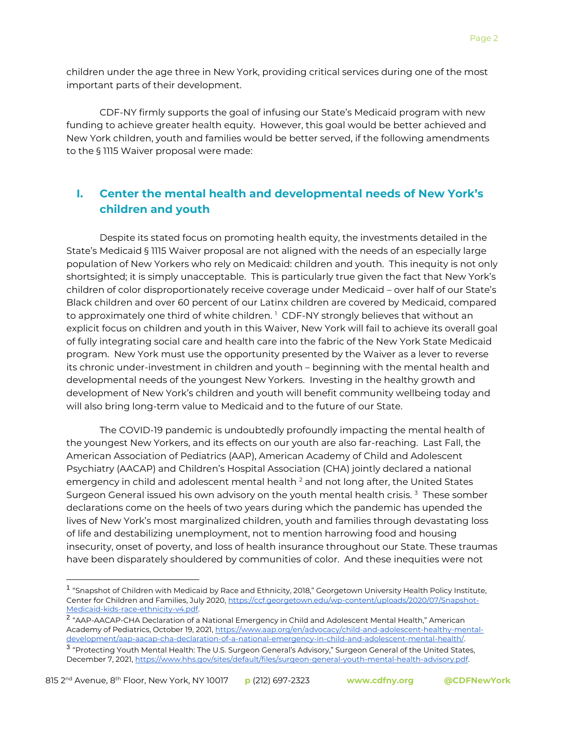children under the age three in New York, providing critical services during one of the most important parts of their development.

CDF-NY firmly supports the goal of infusing our State's Medicaid program with new funding to achieve greater health equity. However, this goal would be better achieved and New York children, youth and families would be better served, if the following amendments to the § 1115 Waiver proposal were made:

## I. Center the mental health and developmental needs of New York's children and youth

Despite its stated focus on promoting health equity, the investments detailed in the State's Medicaid § 1115 Waiver proposal are not aligned with the needs of an especially large population of New Yorkers who rely on Medicaid: children and youth. This inequity is not only shortsighted; it is simply unacceptable. This is particularly true given the fact that New York's children of color disproportionately receive coverage under Medicaid – over half of our State's Black children and over 60 percent of our Latinx children are covered by Medicaid, compared to approximately one third of white children. [1] CDF-NY strongly believes that without an explicit focus on children and youth in this Waiver, New York will fail to achieve its overall goal of fully integrating social care and health care into the fabric of the New York State Medicaid program. New York must use the opportunity presented by the Waiver as a lever to reverse its chronic under-investment in children and youth – beginning with the mental health and developmental needs of the youngest New Yorkers. Investing in the healthy growth and development of New York's children and youth will benefit community wellbeing today and will also bring long-term value to Medicaid and to the future of our State.

The COVID-19 pandemic is undoubtedly profoundly impacting the mental health of the youngest New Yorkers, and its effects on our youth are also far-reaching. Last Fall, the American Association of Pediatrics (AAP), American Academy of Child and Adolescent Psychiatry (AACAP) and Children's Hospital Association (CHA) jointly declared a national emergency in child and adolescent mental health [2] and not long after, the United States Surgeon General issued his own advisory on the youth mental health crisis. [3] These somber declarations come on the heels of two years during which the pandemic has upended the lives of New York's most marginalized children, youth and families through devastating loss of life and destabilizing unemployment, not to mention harrowing food and housing insecurity, onset of poverty, and loss of health insurance throughout our State. These traumas have been disparately shouldered by communities of color. And these inequities were not

---

[1] "Snapshot of Children with Medicaid by Race and Ethnicity, 2018," Georgetown University Health Policy Institute, Center for Children and Families, July 2020, https://ccf.georgetown.edu/wp-content/uploads/2020/07/Snapshot-Medicaid-kids-race-ethnicity-v4.pdf.

[2] "AAP-AACAP-CHA Declaration of a National Emergency in Child and Adolescent Mental Health," American Academy of Pediatrics, October 19, 2021, https://www.aap.org/en/advocacy/child-and-adolescent-healthy-mental-development/aap-aacap-cha-declaration-of-a-national-emergency-in-child-and-adolescent-mental-health/.

[3] "Protecting Youth Mental Health: The U.S. Surgeon General's Advisory," Surgeon General of the United States, December 7, 2021, https://www.hhs.gov/sites/default/files/surgeon-general-youth-mental-health-advisory.pdf.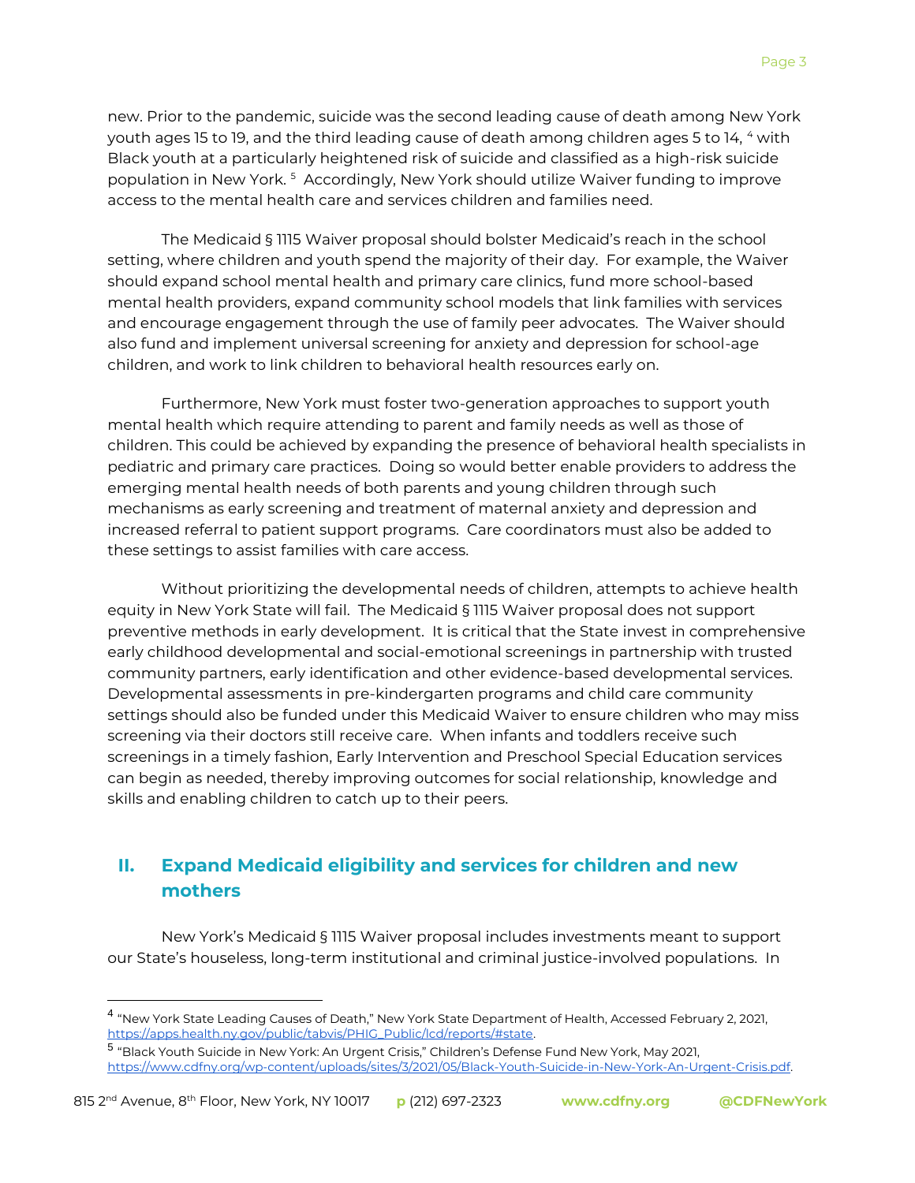new. Prior to the pandemic, suicide was the second leading cause of death among New York youth ages 15 to 19, and the third leading cause of death among children ages 5 to 14, [4] with Black youth at a particularly heightened risk of suicide and classified as a high-risk suicide population in New York. [5] Accordingly, New York should utilize Waiver funding to improve access to the mental health care and services children and families need.

The Medicaid § 1115 Waiver proposal should bolster Medicaid's reach in the school setting, where children and youth spend the majority of their day. For example, the Waiver should expand school mental health and primary care clinics, fund more school-based mental health providers, expand community school models that link families with services and encourage engagement through the use of family peer advocates. The Waiver should also fund and implement universal screening for anxiety and depression for school-age children, and work to link children to behavioral health resources early on.

Furthermore, New York must foster two-generation approaches to support youth mental health which require attending to parent and family needs as well as those of children. This could be achieved by expanding the presence of behavioral health specialists in pediatric and primary care practices. Doing so would better enable providers to address the emerging mental health needs of both parents and young children through such mechanisms as early screening and treatment of maternal anxiety and depression and increased referral to patient support programs. Care coordinators must also be added to these settings to assist families with care access.

Without prioritizing the developmental needs of children, attempts to achieve health equity in New York State will fail. The Medicaid § 1115 Waiver proposal does not support preventive methods in early development. It is critical that the State invest in comprehensive early childhood developmental and social-emotional screenings in partnership with trusted community partners, early identification and other evidence-based developmental services. Developmental assessments in pre-kindergarten programs and child care community settings should also be funded under this Medicaid Waiver to ensure children who may miss screening via their doctors still receive care. When infants and toddlers receive such screenings in a timely fashion, Early Intervention and Preschool Special Education services can begin as needed, thereby improving outcomes for social relationship, knowledge and skills and enabling children to catch up to their peers.

## II. Expand Medicaid eligibility and services for children and new mothers

New York's Medicaid § 1115 Waiver proposal includes investments meant to support our State's houseless, long-term institutional and criminal justice-involved populations. In

---

[4] "New York State Leading Causes of Death," New York State Department of Health, Accessed February 2, 2021, https://apps.health.ny.gov/public/tabvis/PHIG_Public/lcd/reports/#state.

[5] "Black Youth Suicide in New York: An Urgent Crisis," Children's Defense Fund New York, May 2021, https://www.cdfny.org/wp-content/uploads/sites/3/2021/05/Black-Youth-Suicide-in-New-York-An-Urgent-Crisis.pdf.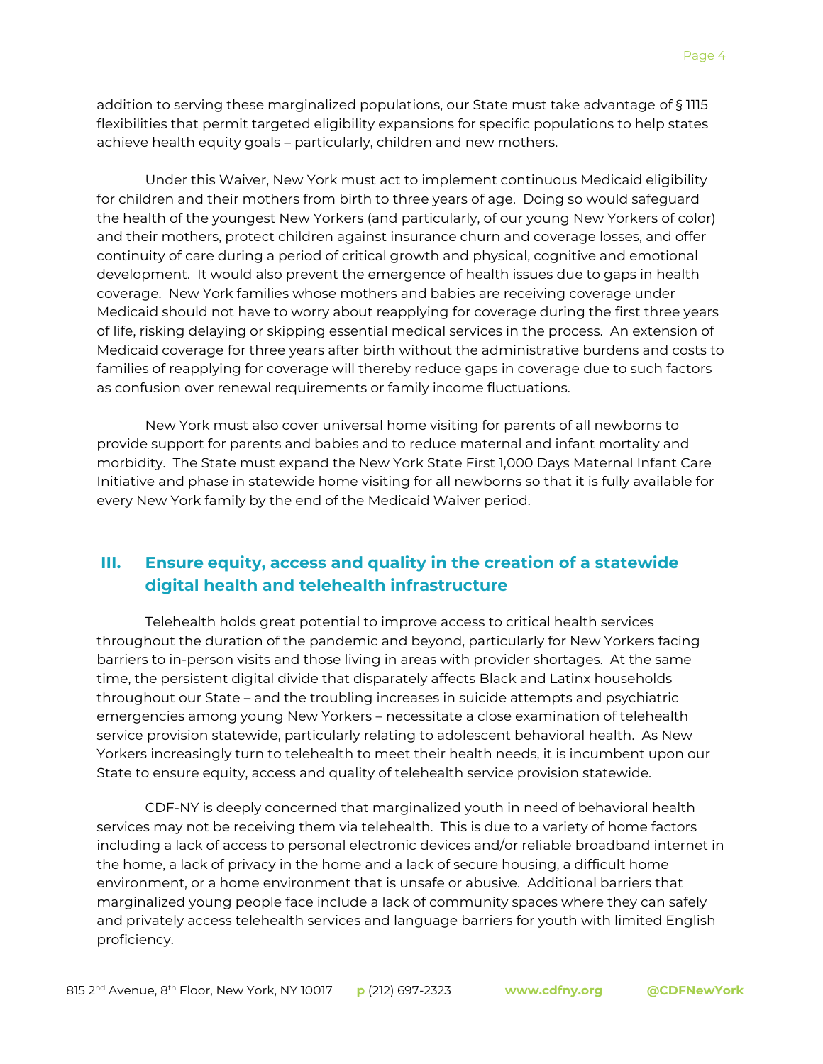addition to serving these marginalized populations, our State must take advantage of § 1115 flexibilities that permit targeted eligibility expansions for specific populations to help states achieve health equity goals – particularly, children and new mothers.

Under this Waiver, New York must act to implement continuous Medicaid eligibility for children and their mothers from birth to three years of age. Doing so would safeguard the health of the youngest New Yorkers (and particularly, of our young New Yorkers of color) and their mothers, protect children against insurance churn and coverage losses, and offer continuity of care during a period of critical growth and physical, cognitive and emotional development. It would also prevent the emergence of health issues due to gaps in health coverage. New York families whose mothers and babies are receiving coverage under Medicaid should not have to worry about reapplying for coverage during the first three years of life, risking delaying or skipping essential medical services in the process. An extension of Medicaid coverage for three years after birth without the administrative burdens and costs to families of reapplying for coverage will thereby reduce gaps in coverage due to such factors as confusion over renewal requirements or family income fluctuations.

New York must also cover universal home visiting for parents of all newborns to provide support for parents and babies and to reduce maternal and infant mortality and morbidity. The State must expand the New York State First 1,000 Days Maternal Infant Care Initiative and phase in statewide home visiting for all newborns so that it is fully available for every New York family by the end of the Medicaid Waiver period.

## III. Ensure equity, access and quality in the creation of a statewide digital health and telehealth infrastructure

Telehealth holds great potential to improve access to critical health services throughout the duration of the pandemic and beyond, particularly for New Yorkers facing barriers to in-person visits and those living in areas with provider shortages. At the same time, the persistent digital divide that disparately affects Black and Latinx households throughout our State – and the troubling increases in suicide attempts and psychiatric emergencies among young New Yorkers – necessitate a close examination of telehealth service provision statewide, particularly relating to adolescent behavioral health. As New Yorkers increasingly turn to telehealth to meet their health needs, it is incumbent upon our State to ensure equity, access and quality of telehealth service provision statewide.

CDF-NY is deeply concerned that marginalized youth in need of behavioral health services may not be receiving them via telehealth. This is due to a variety of home factors including a lack of access to personal electronic devices and/or reliable broadband internet in the home, a lack of privacy in the home and a lack of secure housing, a difficult home environment, or a home environment that is unsafe or abusive. Additional barriers that marginalized young people face include a lack of community spaces where they can safely and privately access telehealth services and language barriers for youth with limited English proficiency.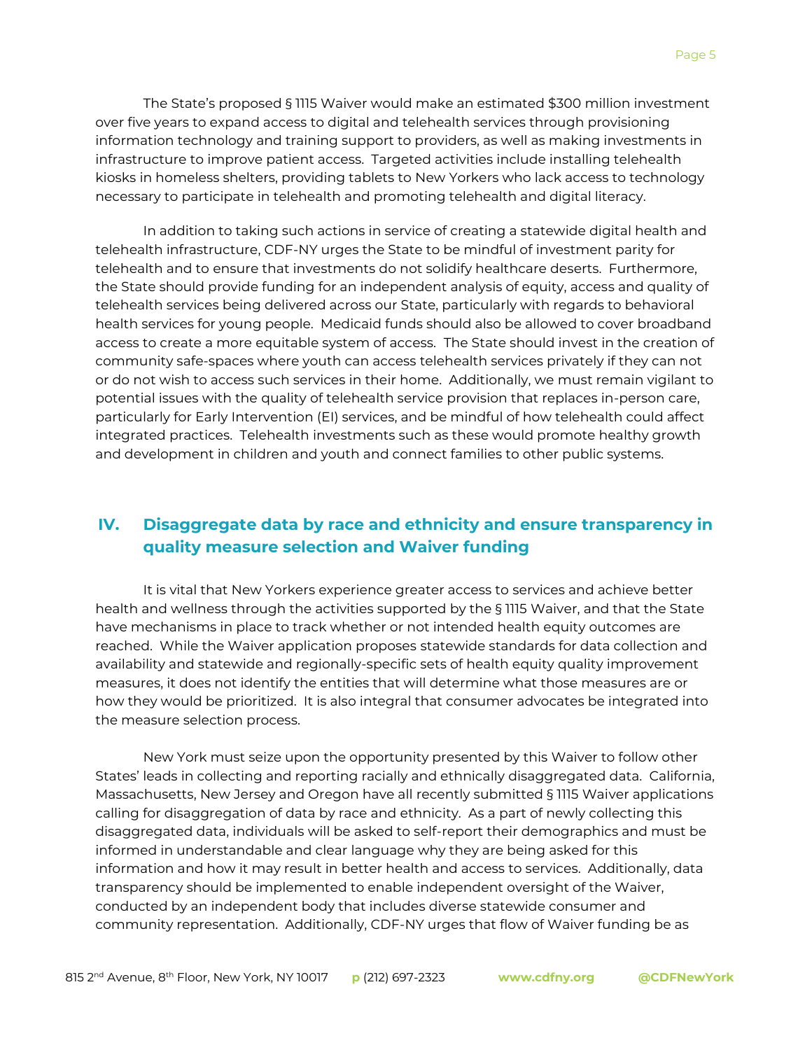The State's proposed § 1115 Waiver would make an estimated $300 million investment over five years to expand access to digital and telehealth services through provisioning information technology and training support to providers, as well as making investments in infrastructure to improve patient access. Targeted activities include installing telehealth kiosks in homeless shelters, providing tablets to New Yorkers who lack access to technology necessary to participate in telehealth and promoting telehealth and digital literacy.

In addition to taking such actions in service of creating a statewide digital health and telehealth infrastructure, CDF-NY urges the State to be mindful of investment parity for telehealth and to ensure that investments do not solidify healthcare deserts. Furthermore, the State should provide funding for an independent analysis of equity, access and quality of telehealth services being delivered across our State, particularly with regards to behavioral health services for young people. Medicaid funds should also be allowed to cover broadband access to create a more equitable system of access. The State should invest in the creation of community safe-spaces where youth can access telehealth services privately if they can not or do not wish to access such services in their home. Additionally, we must remain vigilant to potential issues with the quality of telehealth service provision that replaces in-person care, particularly for Early Intervention (EI) services, and be mindful of how telehealth could affect integrated practices. Telehealth investments such as these would promote healthy growth and development in children and youth and connect families to other public systems.

## IV. Disaggregate data by race and ethnicity and ensure transparency in quality measure selection and Waiver funding

It is vital that New Yorkers experience greater access to services and achieve better health and wellness through the activities supported by the § 1115 Waiver, and that the State have mechanisms in place to track whether or not intended health equity outcomes are reached. While the Waiver application proposes statewide standards for data collection and availability and statewide and regionally-specific sets of health equity quality improvement measures, it does not identify the entities that will determine what those measures are or how they would be prioritized. It is also integral that consumer advocates be integrated into the measure selection process.

New York must seize upon the opportunity presented by this Waiver to follow other States' leads in collecting and reporting racially and ethnically disaggregated data. California, Massachusetts, New Jersey and Oregon have all recently submitted § 1115 Waiver applications calling for disaggregation of data by race and ethnicity. As a part of newly collecting this disaggregated data, individuals will be asked to self-report their demographics and must be informed in understandable and clear language why they are being asked for this information and how it may result in better health and access to services. Additionally, data transparency should be implemented to enable independent oversight of the Waiver, conducted by an independent body that includes diverse statewide consumer and community representation. Additionally, CDF-NY urges that flow of Waiver funding be as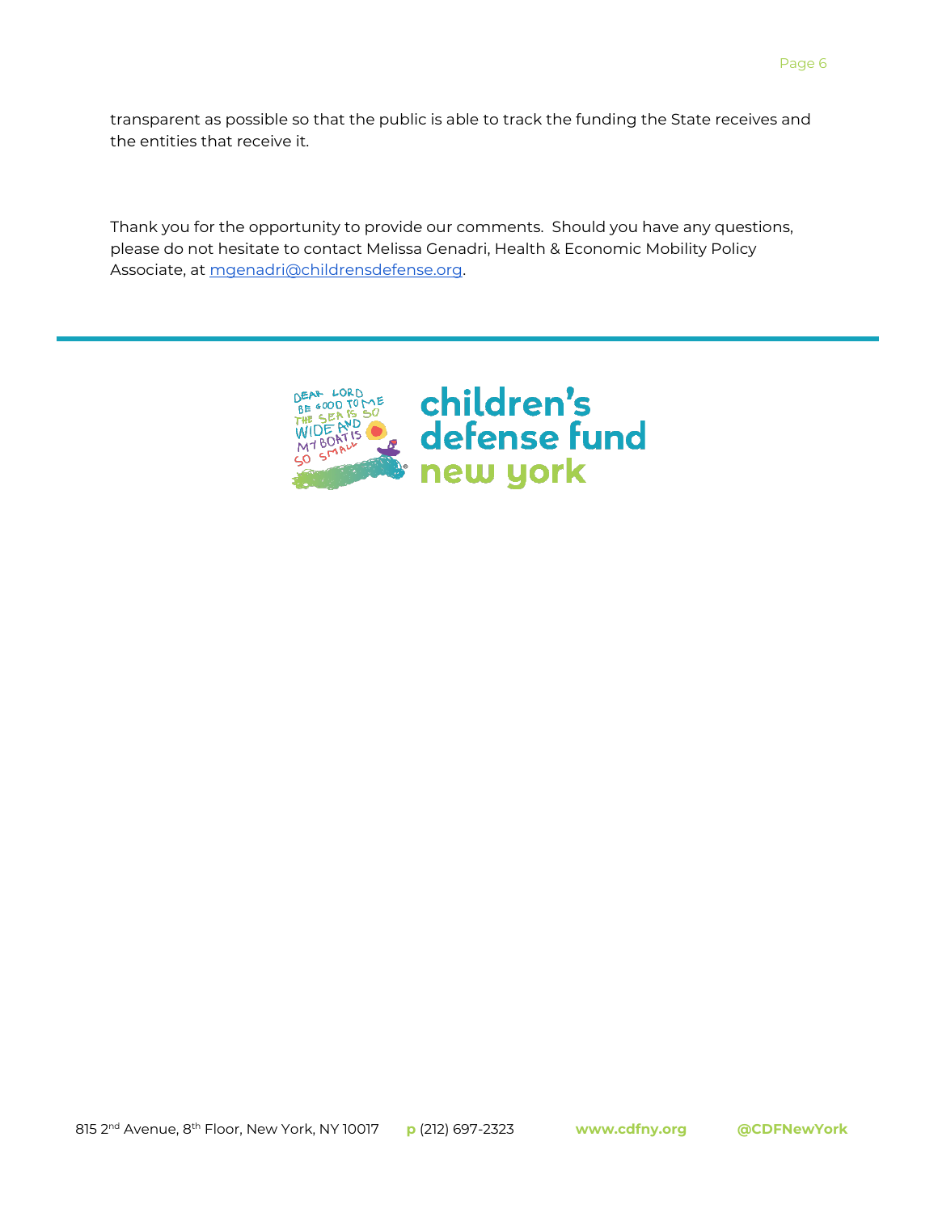transparent as possible so that the public is able to track the funding the State receives and the entities that receive it.

Thank you for the opportunity to provide our comments. Should you have any questions, please do not hesitate to contact Melissa Genadri, Health & Economic Mobility Policy Associate, at mgenadri@childrensdefense.org.

children's defense fund new york

815 2nd Avenue, 8th Floor, New York, NY 10017 p (212) 697-2323 www.cdfny.org @CDFNewYork